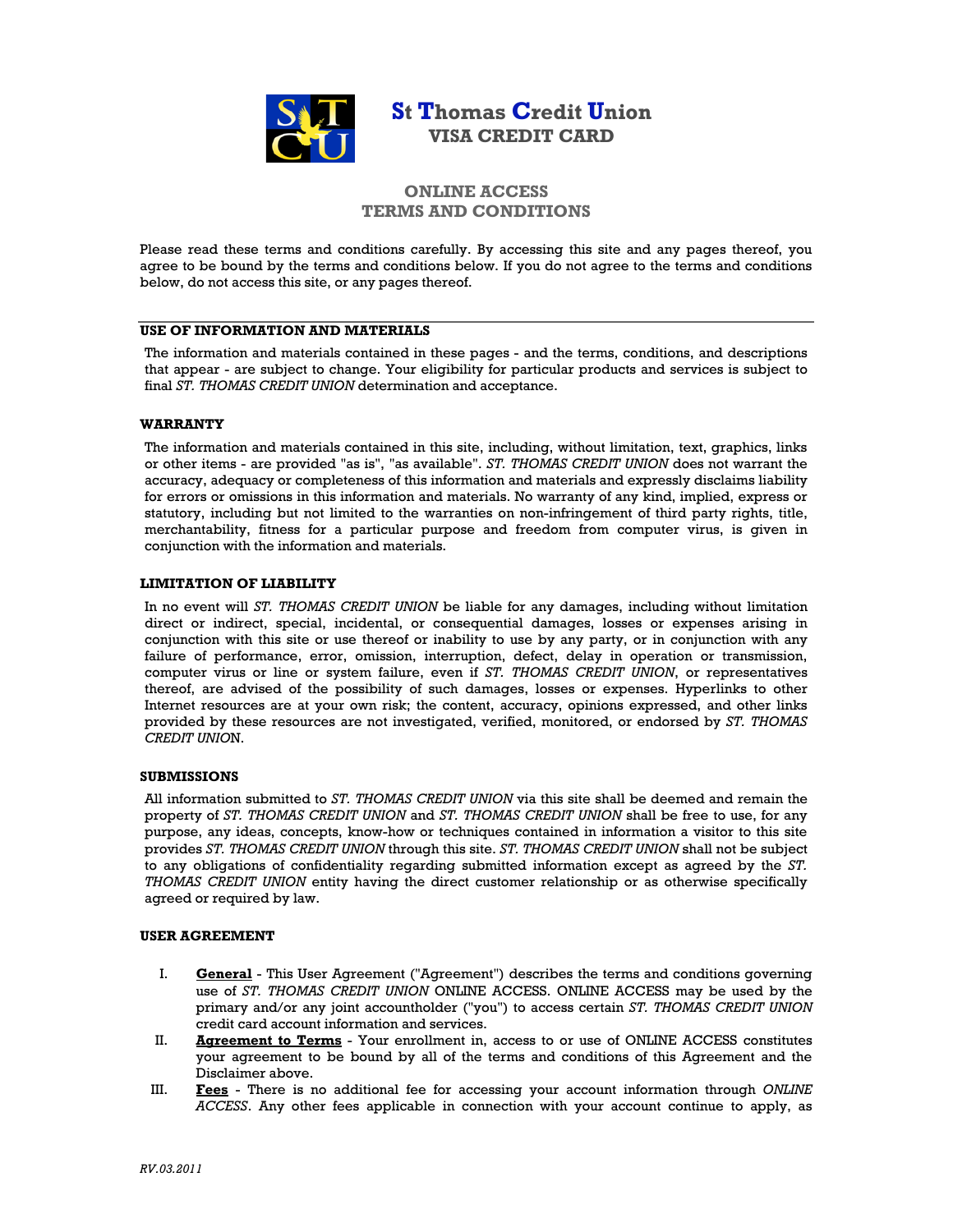# St Thomas Credit Union
## VISA CREDIT CARD

## ONLINE ACCESS
## TERMS AND CONDITIONS

Please read these terms and conditions carefully. By accessing this site and any pages thereof, you agree to be bound by the terms and conditions below. If you do not agree to the terms and conditions below, do not access this site, or any pages thereof.

---

### USE OF INFORMATION AND MATERIALS

The information and materials contained in these pages - and the terms, conditions, and descriptions that appear - are subject to change. Your eligibility for particular products and services is subject to final *ST. THOMAS CREDIT UNION* determination and acceptance.

### WARRANTY

The information and materials contained in this site, including, without limitation, text, graphics, links or other items - are provided "as is", "as available". *ST. THOMAS CREDIT UNION* does not warrant the accuracy, adequacy or completeness of this information and materials and expressly disclaims liability for errors or omissions in this information and materials. No warranty of any kind, implied, express or statutory, including but not limited to the warranties on non-infringement of third party rights, title, merchantability, fitness for a particular purpose and freedom from computer virus, is given in conjunction with the information and materials.

### LIMITATION OF LIABILITY

In no event will *ST. THOMAS CREDIT UNION* be liable for any damages, including without limitation direct or indirect, special, incidental, or consequential damages, losses or expenses arising in conjunction with this site or use thereof or inability to use by any party, or in conjunction with any failure of performance, error, omission, interruption, defect, delay in operation or transmission, computer virus or line or system failure, even if *ST. THOMAS CREDIT UNION*, or representatives thereof, are advised of the possibility of such damages, losses or expenses. Hyperlinks to other Internet resources are at your own risk; the content, accuracy, opinions expressed, and other links provided by these resources are not investigated, verified, monitored, or endorsed by *ST. THOMAS CREDIT UNION*.

### SUBMISSIONS

All information submitted to *ST. THOMAS CREDIT UNION* via this site shall be deemed and remain the property of *ST. THOMAS CREDIT UNION* and *ST. THOMAS CREDIT UNION* shall be free to use, for any purpose, any ideas, concepts, know-how or techniques contained in information a visitor to this site provides *ST. THOMAS CREDIT UNION* through this site. *ST. THOMAS CREDIT UNION* shall not be subject to any obligations of confidentiality regarding submitted information except as agreed by the *ST. THOMAS CREDIT UNION* entity having the direct customer relationship or as otherwise specifically agreed or required by law.

### USER AGREEMENT

I. **General** - This User Agreement ("Agreement") describes the terms and conditions governing use of *ST. THOMAS CREDIT UNION* ONLINE ACCESS. ONLINE ACCESS may be used by the primary and/or any joint accountholder ("you") to access certain *ST. THOMAS CREDIT UNION* credit card account information and services.

II. **Agreement to Terms** - Your enrollment in, access to or use of ONLINE ACCESS constitutes your agreement to be bound by all of the terms and conditions of this Agreement and the Disclaimer above.

III. **Fees** - There is no additional fee for accessing your account information through *ONLINE ACCESS*. Any other fees applicable in connection with your account continue to apply, as

*RV.03.2011*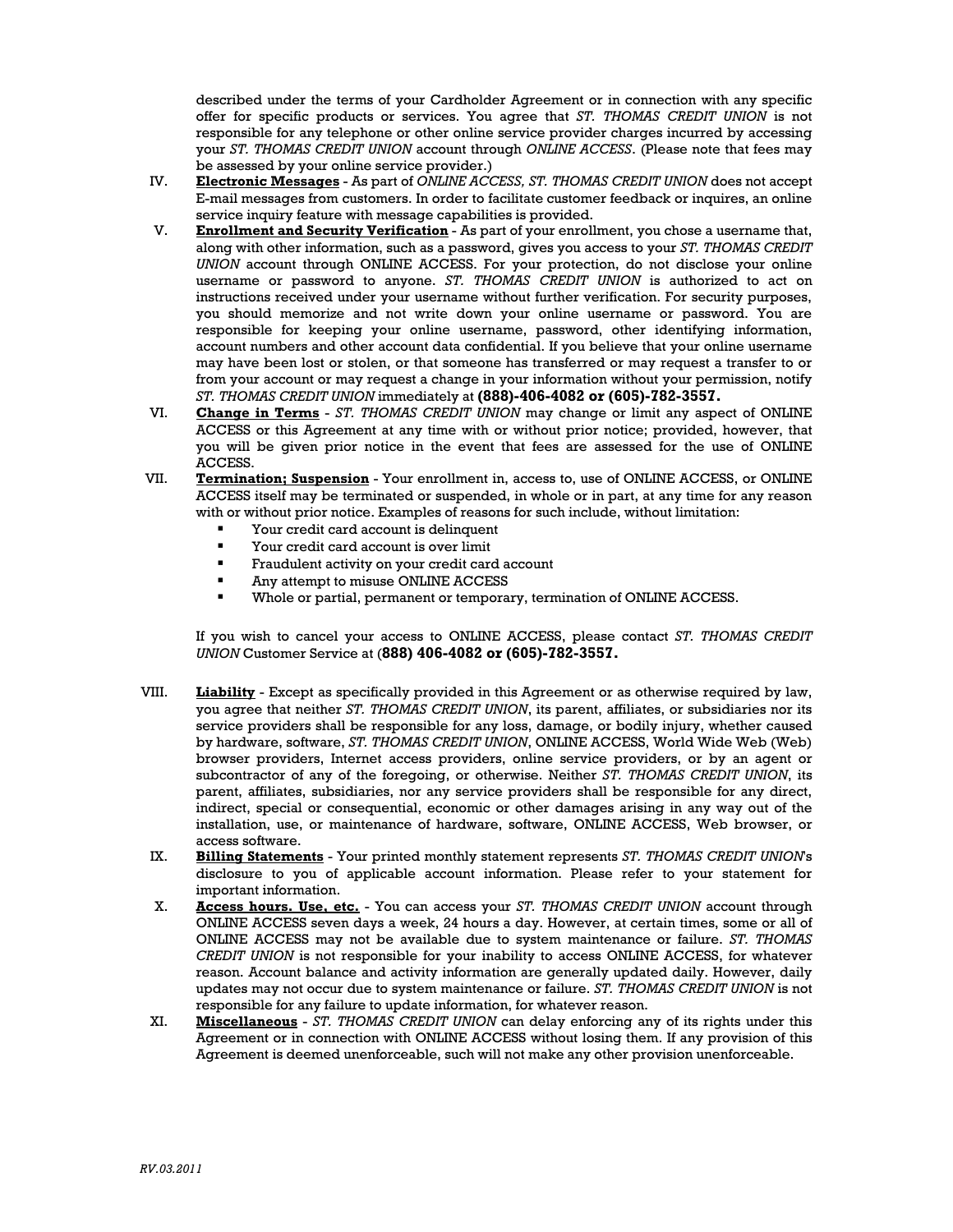described under the terms of your Cardholder Agreement or in connection with any specific offer for specific products or services. You agree that *ST. THOMAS CREDIT UNION* is not responsible for any telephone or other online service provider charges incurred by accessing your *ST. THOMAS CREDIT UNION* account through *ONLINE ACCESS*. (Please note that fees may be assessed by your online service provider.)

IV. **Electronic Messages** - As part of *ONLINE ACCESS, ST. THOMAS CREDIT UNION* does not accept E-mail messages from customers. In order to facilitate customer feedback or inquires, an online service inquiry feature with message capabilities is provided.

V. **Enrollment and Security Verification** - As part of your enrollment, you chose a username that, along with other information, such as a password, gives you access to your *ST. THOMAS CREDIT UNION* account through ONLINE ACCESS. For your protection, do not disclose your online username or password to anyone. *ST. THOMAS CREDIT UNION* is authorized to act on instructions received under your username without further verification. For security purposes, you should memorize and not write down your online username or password. You are responsible for keeping your online username, password, other identifying information, account numbers and other account data confidential. If you believe that your online username may have been lost or stolen, or that someone has transferred or may request a transfer to or from your account or may request a change in your information without your permission, notify *ST. THOMAS CREDIT UNION* immediately at **(888)-406-4082 or (605)-782-3557.**

VI. **Change in Terms** - *ST. THOMAS CREDIT UNION* may change or limit any aspect of ONLINE ACCESS or this Agreement at any time with or without prior notice; provided, however, that you will be given prior notice in the event that fees are assessed for the use of ONLINE ACCESS.

VII. **Termination; Suspension** - Your enrollment in, access to, use of ONLINE ACCESS, or ONLINE ACCESS itself may be terminated or suspended, in whole or in part, at any time for any reason with or without prior notice. Examples of reasons for such include, without limitation:

- Your credit card account is delinquent
- Your credit card account is over limit
- Fraudulent activity on your credit card account
- Any attempt to misuse ONLINE ACCESS
- Whole or partial, permanent or temporary, termination of ONLINE ACCESS.

If you wish to cancel your access to ONLINE ACCESS, please contact *ST. THOMAS CREDIT UNION* Customer Service at (**888) 406-4082 or (605)-782-3557.**

VIII. **Liability** - Except as specifically provided in this Agreement or as otherwise required by law, you agree that neither *ST. THOMAS CREDIT UNION*, its parent, affiliates, or subsidiaries nor its service providers shall be responsible for any loss, damage, or bodily injury, whether caused by hardware, software, *ST. THOMAS CREDIT UNION*, ONLINE ACCESS, World Wide Web (Web) browser providers, Internet access providers, online service providers, or by an agent or subcontractor of any of the foregoing, or otherwise. Neither *ST. THOMAS CREDIT UNION*, its parent, affiliates, subsidiaries, nor any service providers shall be responsible for any direct, indirect, special or consequential, economic or other damages arising in any way out of the installation, use, or maintenance of hardware, software, ONLINE ACCESS, Web browser, or access software.

IX. **Billing Statements** - Your printed monthly statement represents *ST. THOMAS CREDIT UNION*'s disclosure to you of applicable account information. Please refer to your statement for important information.

X. **Access hours. Use, etc.** - You can access your *ST. THOMAS CREDIT UNION* account through ONLINE ACCESS seven days a week, 24 hours a day. However, at certain times, some or all of ONLINE ACCESS may not be available due to system maintenance or failure. *ST. THOMAS CREDIT UNION* is not responsible for your inability to access ONLINE ACCESS, for whatever reason. Account balance and activity information are generally updated daily. However, daily updates may not occur due to system maintenance or failure. *ST. THOMAS CREDIT UNION* is not responsible for any failure to update information, for whatever reason.

XI. **Miscellaneous** - *ST. THOMAS CREDIT UNION* can delay enforcing any of its rights under this Agreement or in connection with ONLINE ACCESS without losing them. If any provision of this Agreement is deemed unenforceable, such will not make any other provision unenforceable.

*RV.03.2011*